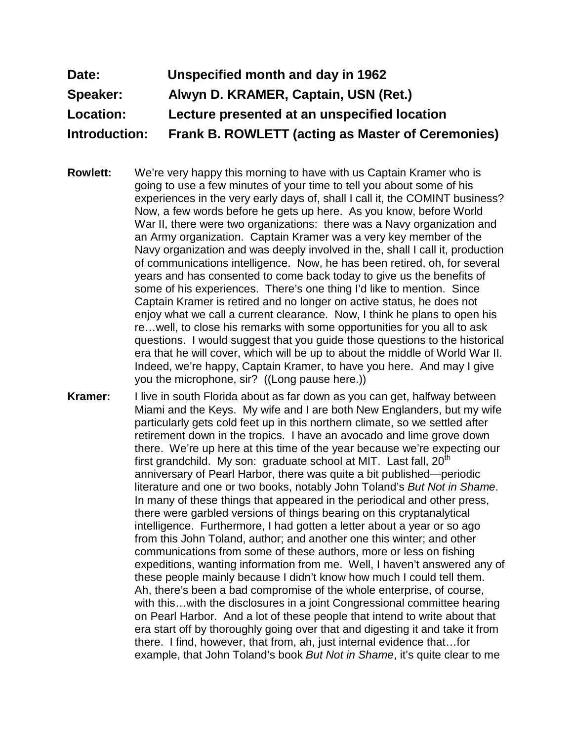**Date:** Unspecified month and day in 1962

**Speaker:** Alwyn D. KRAMER, Captain, USN (Ret.)

**Location:** Lecture presented at an unspecified location

**Introduction:** Frank B. ROWLETT (acting as Master of Ceremonies)

**Rowlett:** We're very happy this morning to have with us Captain Kramer who is going to use a few minutes of your time to tell you about some of his experiences in the very early days of, shall I call it, the COMINT business? Now, a few words before he gets up here. As you know, before World War II, there were two organizations: there was a Navy organization and an Army organization. Captain Kramer was a very key member of the Navy organization and was deeply involved in the, shall I call it, production of communications intelligence. Now, he has been retired, oh, for several years and has consented to come back today to give us the benefits of some of his experiences. There's one thing I'd like to mention. Since Captain Kramer is retired and no longer on active status, he does not enjoy what we call a current clearance. Now, I think he plans to open his re…well, to close his remarks with some opportunities for you all to ask questions. I would suggest that you guide those questions to the historical era that he will cover, which will be up to about the middle of World War II. Indeed, we're happy, Captain Kramer, to have you here. And may I give you the microphone, sir? ((Long pause here.))

**Kramer:** I live in south Florida about as far down as you can get, halfway between Miami and the Keys. My wife and I are both New Englanders, but my wife particularly gets cold feet up in this northern climate, so we settled after retirement down in the tropics. I have an avocado and lime grove down there. We're up here at this time of the year because we're expecting our first grandchild. My son: graduate school at MIT. Last fall, 20th anniversary of Pearl Harbor, there was quite a bit published—periodic literature and one or two books, notably John Toland's *But Not in Shame*. In many of these things that appeared in the periodical and other press, there were garbled versions of things bearing on this cryptanalytical intelligence. Furthermore, I had gotten a letter about a year or so ago from this John Toland, author; and another one this winter; and other communications from some of these authors, more or less on fishing expeditions, wanting information from me. Well, I haven't answered any of these people mainly because I didn't know how much I could tell them. Ah, there's been a bad compromise of the whole enterprise, of course, with this…with the disclosures in a joint Congressional committee hearing on Pearl Harbor. And a lot of these people that intend to write about that era start off by thoroughly going over that and digesting it and take it from there. I find, however, that from, ah, just internal evidence that…for example, that John Toland's book *But Not in Shame*, it's quite clear to me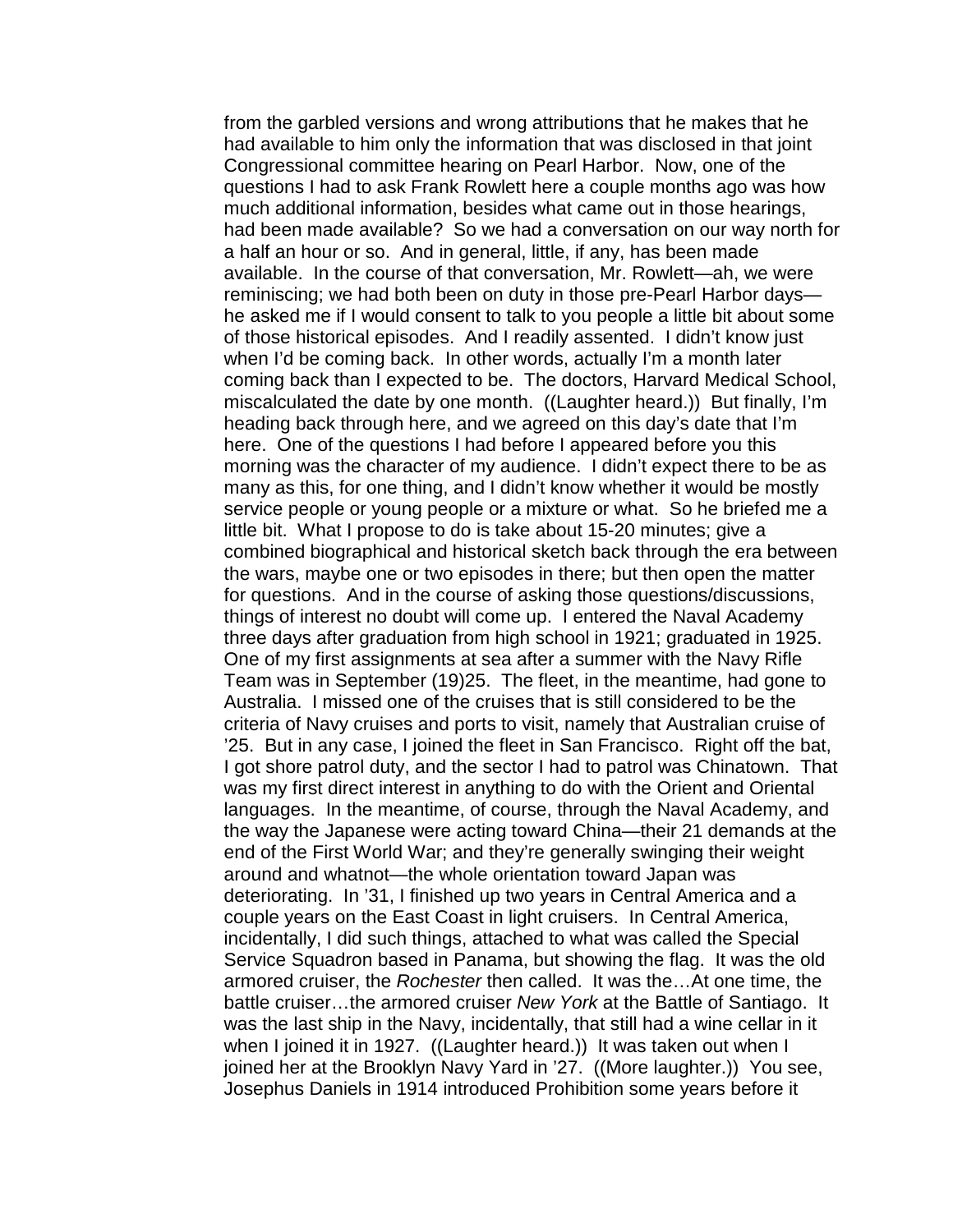from the garbled versions and wrong attributions that he makes that he had available to him only the information that was disclosed in that joint Congressional committee hearing on Pearl Harbor. Now, one of the questions I had to ask Frank Rowlett here a couple months ago was how much additional information, besides what came out in those hearings, had been made available? So we had a conversation on our way north for a half an hour or so. And in general, little, if any, has been made available. In the course of that conversation, Mr. Rowlett—ah, we were reminiscing; we had both been on duty in those pre-Pearl Harbor days—he asked me if I would consent to talk to you people a little bit about some of those historical episodes. And I readily assented. I didn't know just when I'd be coming back. In other words, actually I'm a month later coming back than I expected to be. The doctors, Harvard Medical School, miscalculated the date by one month. ((Laughter heard.)) But finally, I'm heading back through here, and we agreed on this day's date that I'm here. One of the questions I had before I appeared before you this morning was the character of my audience. I didn't expect there to be as many as this, for one thing, and I didn't know whether it would be mostly service people or young people or a mixture or what. So he briefed me a little bit. What I propose to do is take about 15-20 minutes; give a combined biographical and historical sketch back through the era between the wars, maybe one or two episodes in there; but then open the matter for questions. And in the course of asking those questions/discussions, things of interest no doubt will come up. I entered the Naval Academy three days after graduation from high school in 1921; graduated in 1925. One of my first assignments at sea after a summer with the Navy Rifle Team was in September (19)25. The fleet, in the meantime, had gone to Australia. I missed one of the cruises that is still considered to be the criteria of Navy cruises and ports to visit, namely that Australian cruise of '25. But in any case, I joined the fleet in San Francisco. Right off the bat, I got shore patrol duty, and the sector I had to patrol was Chinatown. That was my first direct interest in anything to do with the Orient and Oriental languages. In the meantime, of course, through the Naval Academy, and the way the Japanese were acting toward China—their 21 demands at the end of the First World War; and they're generally swinging their weight around and whatnot—the whole orientation toward Japan was deteriorating. In '31, I finished up two years in Central America and a couple years on the East Coast in light cruisers. In Central America, incidentally, I did such things, attached to what was called the Special Service Squadron based in Panama, but showing the flag. It was the old armored cruiser, the *Rochester* then called. It was the…At one time, the battle cruiser…the armored cruiser *New York* at the Battle of Santiago. It was the last ship in the Navy, incidentally, that still had a wine cellar in it when I joined it in 1927. ((Laughter heard.)) It was taken out when I joined her at the Brooklyn Navy Yard in '27. ((More laughter.)) You see, Josephus Daniels in 1914 introduced Prohibition some years before it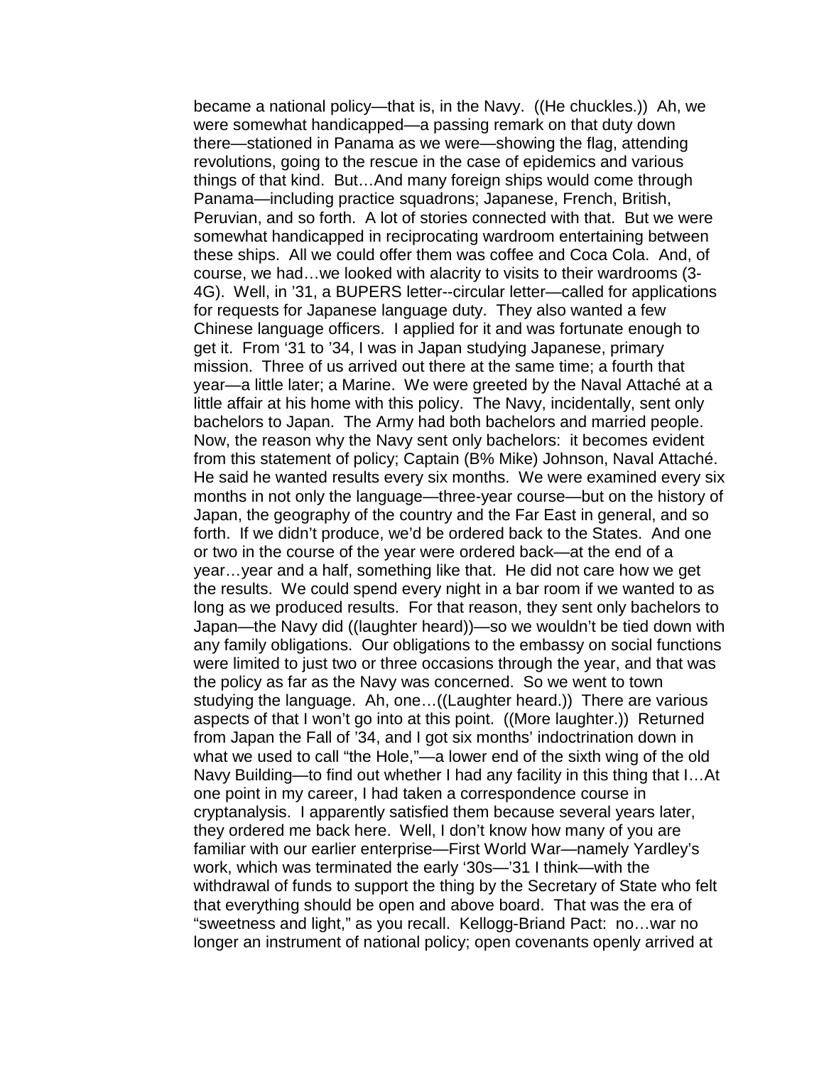became a national policy—that is, in the Navy. ((He chuckles.)) Ah, we were somewhat handicapped—a passing remark on that duty down there—stationed in Panama as we were—showing the flag, attending revolutions, going to the rescue in the case of epidemics and various things of that kind. But…And many foreign ships would come through Panama—including practice squadrons; Japanese, French, British, Peruvian, and so forth. A lot of stories connected with that. But we were somewhat handicapped in reciprocating wardroom entertaining between these ships. All we could offer them was coffee and Coca Cola. And, of course, we had…we looked with alacrity to visits to their wardrooms (3-4G). Well, in '31, a BUPERS letter--circular letter—called for applications for requests for Japanese language duty. They also wanted a few Chinese language officers. I applied for it and was fortunate enough to get it. From '31 to '34, I was in Japan studying Japanese, primary mission. Three of us arrived out there at the same time; a fourth that year—a little later; a Marine. We were greeted by the Naval Attaché at a little affair at his home with this policy. The Navy, incidentally, sent only bachelors to Japan. The Army had both bachelors and married people. Now, the reason why the Navy sent only bachelors: it becomes evident from this statement of policy; Captain (B% Mike) Johnson, Naval Attaché. He said he wanted results every six months. We were examined every six months in not only the language—three-year course—but on the history of Japan, the geography of the country and the Far East in general, and so forth. If we didn't produce, we'd be ordered back to the States. And one or two in the course of the year were ordered back—at the end of a year…year and a half, something like that. He did not care how we get the results. We could spend every night in a bar room if we wanted to as long as we produced results. For that reason, they sent only bachelors to Japan—the Navy did ((laughter heard))—so we wouldn't be tied down with any family obligations. Our obligations to the embassy on social functions were limited to just two or three occasions through the year, and that was the policy as far as the Navy was concerned. So we went to town studying the language. Ah, one…((Laughter heard.)) There are various aspects of that I won't go into at this point. ((More laughter.)) Returned from Japan the Fall of '34, and I got six months' indoctrination down in what we used to call "the Hole,"—a lower end of the sixth wing of the old Navy Building—to find out whether I had any facility in this thing that I…At one point in my career, I had taken a correspondence course in cryptanalysis. I apparently satisfied them because several years later, they ordered me back here. Well, I don't know how many of you are familiar with our earlier enterprise—First World War—namely Yardley's work, which was terminated the early '30s—'31 I think—with the withdrawal of funds to support the thing by the Secretary of State who felt that everything should be open and above board. That was the era of "sweetness and light," as you recall. Kellogg-Briand Pact: no…war no longer an instrument of national policy; open covenants openly arrived at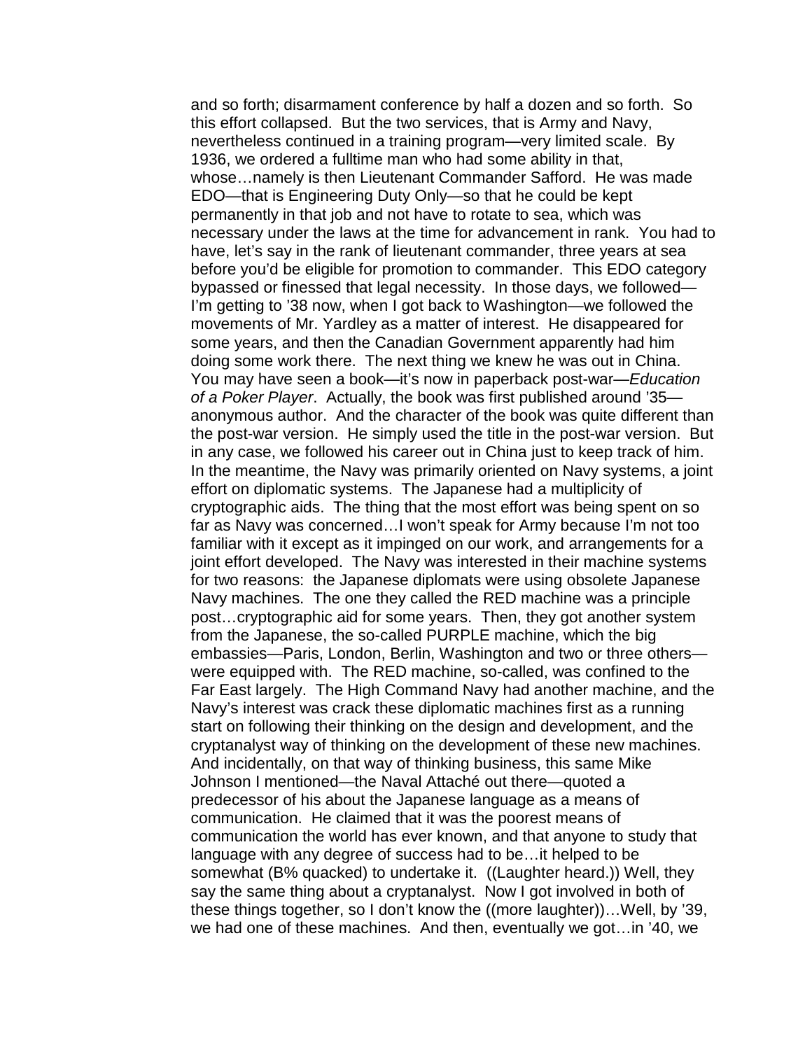and so forth; disarmament conference by half a dozen and so forth. So this effort collapsed. But the two services, that is Army and Navy, nevertheless continued in a training program—very limited scale. By 1936, we ordered a fulltime man who had some ability in that, whose…namely is then Lieutenant Commander Safford. He was made EDO—that is Engineering Duty Only—so that he could be kept permanently in that job and not have to rotate to sea, which was necessary under the laws at the time for advancement in rank. You had to have, let's say in the rank of lieutenant commander, three years at sea before you'd be eligible for promotion to commander. This EDO category bypassed or finessed that legal necessity. In those days, we followed—I'm getting to '38 now, when I got back to Washington—we followed the movements of Mr. Yardley as a matter of interest. He disappeared for some years, and then the Canadian Government apparently had him doing some work there. The next thing we knew he was out in China. You may have seen a book—it's now in paperback post-war—*Education of a Poker Player*. Actually, the book was first published around '35—anonymous author. And the character of the book was quite different than the post-war version. He simply used the title in the post-war version. But in any case, we followed his career out in China just to keep track of him. In the meantime, the Navy was primarily oriented on Navy systems, a joint effort on diplomatic systems. The Japanese had a multiplicity of cryptographic aids. The thing that the most effort was being spent on so far as Navy was concerned…I won't speak for Army because I'm not too familiar with it except as it impinged on our work, and arrangements for a joint effort developed. The Navy was interested in their machine systems for two reasons: the Japanese diplomats were using obsolete Japanese Navy machines. The one they called the RED machine was a principle post…cryptographic aid for some years. Then, they got another system from the Japanese, the so-called PURPLE machine, which the big embassies—Paris, London, Berlin, Washington and two or three others—were equipped with. The RED machine, so-called, was confined to the Far East largely. The High Command Navy had another machine, and the Navy's interest was crack these diplomatic machines first as a running start on following their thinking on the design and development, and the cryptanalyst way of thinking on the development of these new machines. And incidentally, on that way of thinking business, this same Mike Johnson I mentioned—the Naval Attaché out there—quoted a predecessor of his about the Japanese language as a means of communication. He claimed that it was the poorest means of communication the world has ever known, and that anyone to study that language with any degree of success had to be…it helped to be somewhat (B% quacked) to undertake it. ((Laughter heard.)) Well, they say the same thing about a cryptanalyst. Now I got involved in both of these things together, so I don't know the ((more laughter))…Well, by '39, we had one of these machines. And then, eventually we got…in '40, we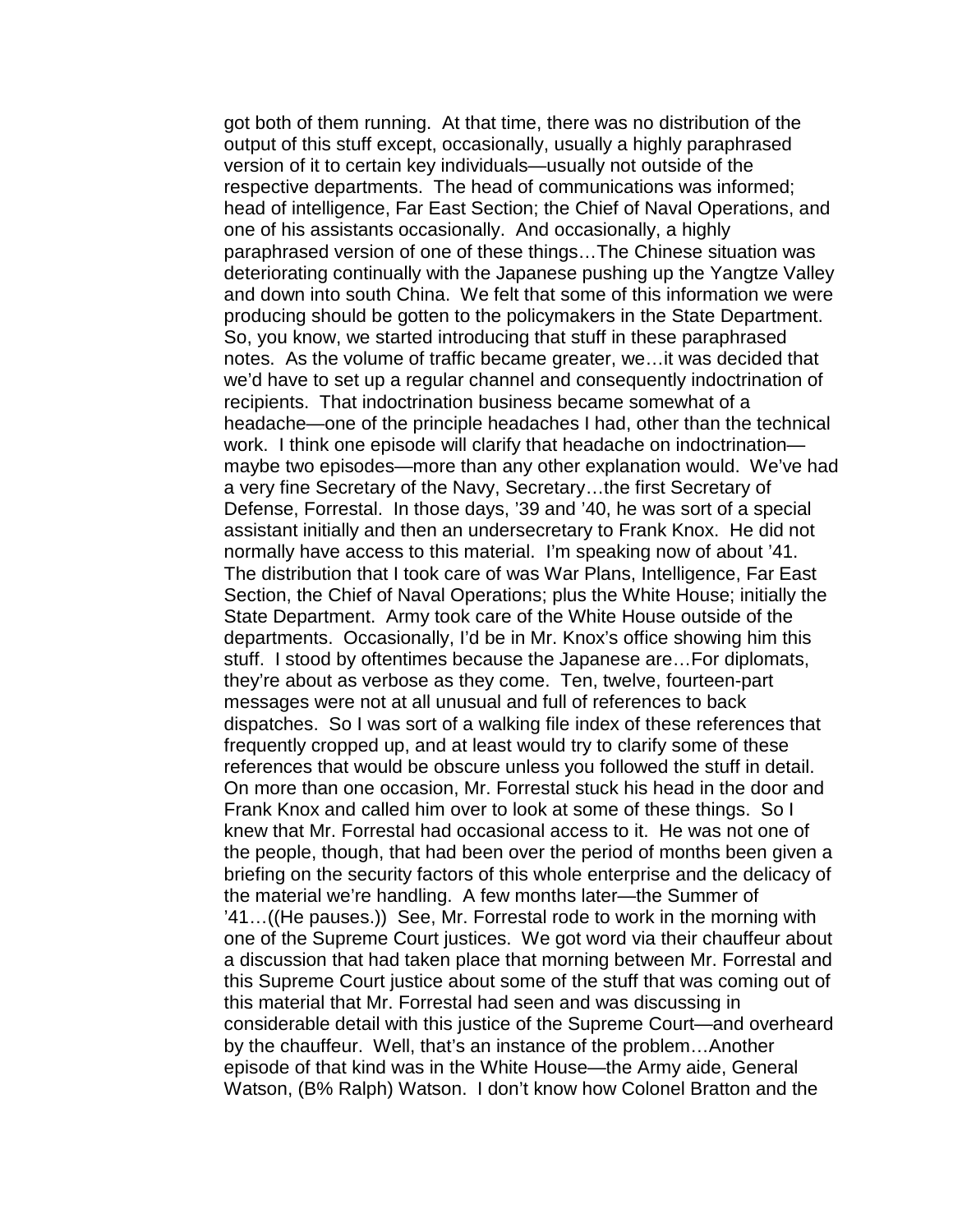got both of them running. At that time, there was no distribution of the output of this stuff except, occasionally, usually a highly paraphrased version of it to certain key individuals—usually not outside of the respective departments. The head of communications was informed; head of intelligence, Far East Section; the Chief of Naval Operations, and one of his assistants occasionally. And occasionally, a highly paraphrased version of one of these things…The Chinese situation was deteriorating continually with the Japanese pushing up the Yangtze Valley and down into south China. We felt that some of this information we were producing should be gotten to the policymakers in the State Department. So, you know, we started introducing that stuff in these paraphrased notes. As the volume of traffic became greater, we…it was decided that we'd have to set up a regular channel and consequently indoctrination of recipients. That indoctrination business became somewhat of a headache—one of the principle headaches I had, other than the technical work. I think one episode will clarify that headache on indoctrination—maybe two episodes—more than any other explanation would. We've had a very fine Secretary of the Navy, Secretary…the first Secretary of Defense, Forrestal. In those days, '39 and '40, he was sort of a special assistant initially and then an undersecretary to Frank Knox. He did not normally have access to this material. I'm speaking now of about '41. The distribution that I took care of was War Plans, Intelligence, Far East Section, the Chief of Naval Operations; plus the White House; initially the State Department. Army took care of the White House outside of the departments. Occasionally, I'd be in Mr. Knox's office showing him this stuff. I stood by oftentimes because the Japanese are…For diplomats, they're about as verbose as they come. Ten, twelve, fourteen-part messages were not at all unusual and full of references to back dispatches. So I was sort of a walking file index of these references that frequently cropped up, and at least would try to clarify some of these references that would be obscure unless you followed the stuff in detail. On more than one occasion, Mr. Forrestal stuck his head in the door and Frank Knox and called him over to look at some of these things. So I knew that Mr. Forrestal had occasional access to it. He was not one of the people, though, that had been over the period of months been given a briefing on the security factors of this whole enterprise and the delicacy of the material we're handling. A few months later—the Summer of '41…((He pauses.)) See, Mr. Forrestal rode to work in the morning with one of the Supreme Court justices. We got word via their chauffeur about a discussion that had taken place that morning between Mr. Forrestal and this Supreme Court justice about some of the stuff that was coming out of this material that Mr. Forrestal had seen and was discussing in considerable detail with this justice of the Supreme Court—and overheard by the chauffeur. Well, that's an instance of the problem…Another episode of that kind was in the White House—the Army aide, General Watson, (B% Ralph) Watson. I don't know how Colonel Bratton and the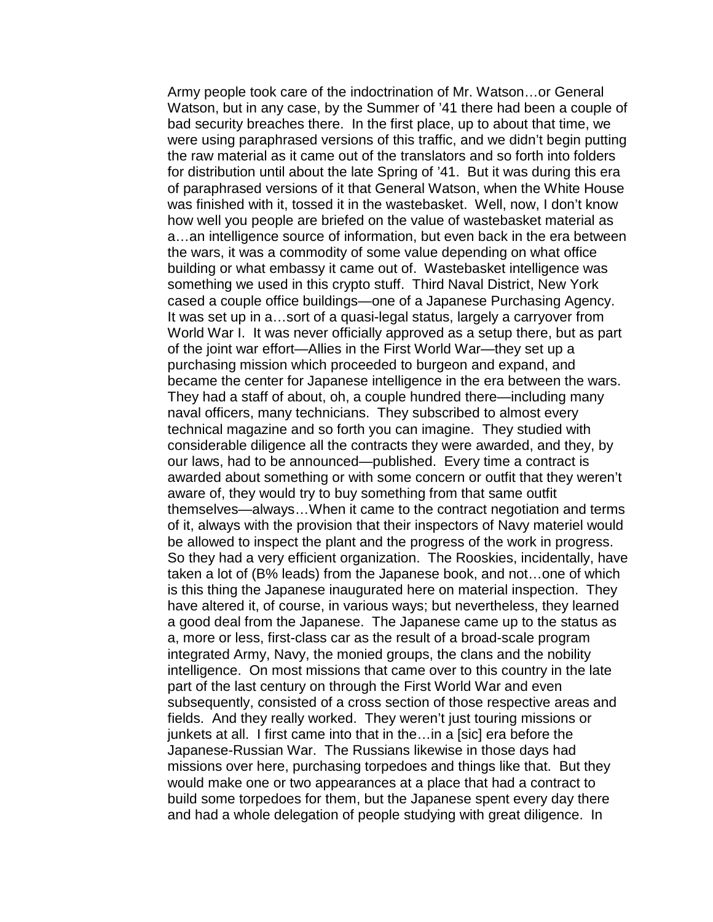Army people took care of the indoctrination of Mr. Watson…or General Watson, but in any case, by the Summer of '41 there had been a couple of bad security breaches there. In the first place, up to about that time, we were using paraphrased versions of this traffic, and we didn't begin putting the raw material as it came out of the translators and so forth into folders for distribution until about the late Spring of '41. But it was during this era of paraphrased versions of it that General Watson, when the White House was finished with it, tossed it in the wastebasket. Well, now, I don't know how well you people are briefed on the value of wastebasket material as a…an intelligence source of information, but even back in the era between the wars, it was a commodity of some value depending on what office building or what embassy it came out of. Wastebasket intelligence was something we used in this crypto stuff. Third Naval District, New York cased a couple office buildings—one of a Japanese Purchasing Agency. It was set up in a…sort of a quasi-legal status, largely a carryover from World War I. It was never officially approved as a setup there, but as part of the joint war effort—Allies in the First World War—they set up a purchasing mission which proceeded to burgeon and expand, and became the center for Japanese intelligence in the era between the wars. They had a staff of about, oh, a couple hundred there—including many naval officers, many technicians. They subscribed to almost every technical magazine and so forth you can imagine. They studied with considerable diligence all the contracts they were awarded, and they, by our laws, had to be announced—published. Every time a contract is awarded about something or with some concern or outfit that they weren't aware of, they would try to buy something from that same outfit themselves—always…When it came to the contract negotiation and terms of it, always with the provision that their inspectors of Navy materiel would be allowed to inspect the plant and the progress of the work in progress. So they had a very efficient organization. The Rooskies, incidentally, have taken a lot of (B% leads) from the Japanese book, and not…one of which is this thing the Japanese inaugurated here on material inspection. They have altered it, of course, in various ways; but nevertheless, they learned a good deal from the Japanese. The Japanese came up to the status as a, more or less, first-class car as the result of a broad-scale program integrated Army, Navy, the monied groups, the clans and the nobility intelligence. On most missions that came over to this country in the late part of the last century on through the First World War and even subsequently, consisted of a cross section of those respective areas and fields. And they really worked. They weren't just touring missions or junkets at all. I first came into that in the…in a [sic] era before the Japanese-Russian War. The Russians likewise in those days had missions over here, purchasing torpedoes and things like that. But they would make one or two appearances at a place that had a contract to build some torpedoes for them, but the Japanese spent every day there and had a whole delegation of people studying with great diligence. In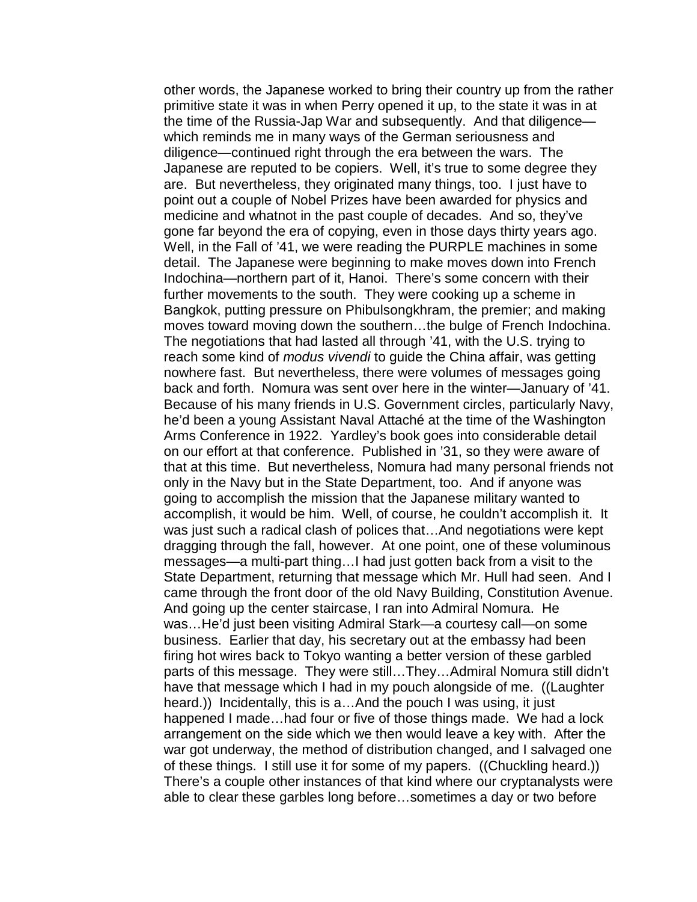other words, the Japanese worked to bring their country up from the rather primitive state it was in when Perry opened it up, to the state it was in at the time of the Russia-Jap War and subsequently. And that diligence—which reminds me in many ways of the German seriousness and diligence—continued right through the era between the wars. The Japanese are reputed to be copiers. Well, it's true to some degree they are. But nevertheless, they originated many things, too. I just have to point out a couple of Nobel Prizes have been awarded for physics and medicine and whatnot in the past couple of decades. And so, they've gone far beyond the era of copying, even in those days thirty years ago. Well, in the Fall of '41, we were reading the PURPLE machines in some detail. The Japanese were beginning to make moves down into French Indochina—northern part of it, Hanoi. There's some concern with their further movements to the south. They were cooking up a scheme in Bangkok, putting pressure on Phibulsongkhram, the premier; and making moves toward moving down the southern…the bulge of French Indochina. The negotiations that had lasted all through '41, with the U.S. trying to reach some kind of *modus vivendi* to guide the China affair, was getting nowhere fast. But nevertheless, there were volumes of messages going back and forth. Nomura was sent over here in the winter—January of '41. Because of his many friends in U.S. Government circles, particularly Navy, he'd been a young Assistant Naval Attaché at the time of the Washington Arms Conference in 1922. Yardley's book goes into considerable detail on our effort at that conference. Published in '31, so they were aware of that at this time. But nevertheless, Nomura had many personal friends not only in the Navy but in the State Department, too. And if anyone was going to accomplish the mission that the Japanese military wanted to accomplish, it would be him. Well, of course, he couldn't accomplish it. It was just such a radical clash of polices that…And negotiations were kept dragging through the fall, however. At one point, one of these voluminous messages—a multi-part thing…I had just gotten back from a visit to the State Department, returning that message which Mr. Hull had seen. And I came through the front door of the old Navy Building, Constitution Avenue. And going up the center staircase, I ran into Admiral Nomura. He was…He'd just been visiting Admiral Stark—a courtesy call—on some business. Earlier that day, his secretary out at the embassy had been firing hot wires back to Tokyo wanting a better version of these garbled parts of this message. They were still…They…Admiral Nomura still didn't have that message which I had in my pouch alongside of me. ((Laughter heard.)) Incidentally, this is a…And the pouch I was using, it just happened I made…had four or five of those things made. We had a lock arrangement on the side which we then would leave a key with. After the war got underway, the method of distribution changed, and I salvaged one of these things. I still use it for some of my papers. ((Chuckling heard.)) There's a couple other instances of that kind where our cryptanalysts were able to clear these garbles long before…sometimes a day or two before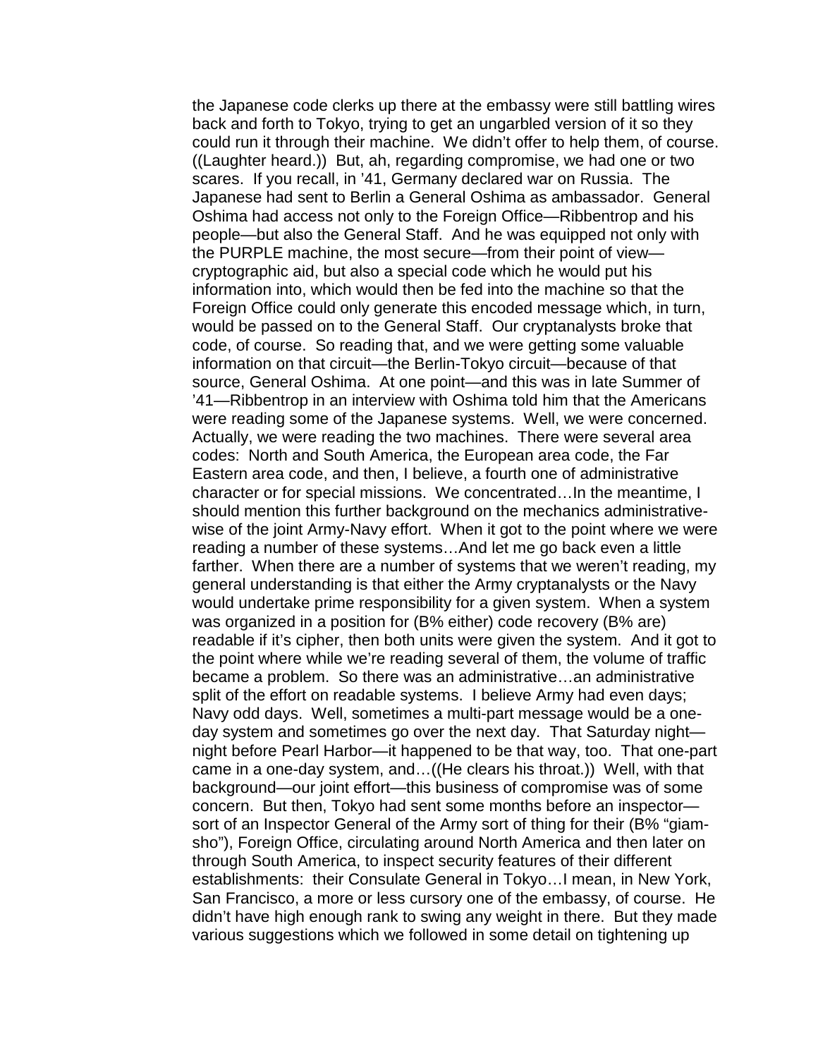the Japanese code clerks up there at the embassy were still battling wires back and forth to Tokyo, trying to get an ungarbled version of it so they could run it through their machine. We didn't offer to help them, of course. ((Laughter heard.)) But, ah, regarding compromise, we had one or two scares. If you recall, in '41, Germany declared war on Russia. The Japanese had sent to Berlin a General Oshima as ambassador. General Oshima had access not only to the Foreign Office—Ribbentrop and his people—but also the General Staff. And he was equipped not only with the PURPLE machine, the most secure—from their point of view—cryptographic aid, but also a special code which he would put his information into, which would then be fed into the machine so that the Foreign Office could only generate this encoded message which, in turn, would be passed on to the General Staff. Our cryptanalysts broke that code, of course. So reading that, and we were getting some valuable information on that circuit—the Berlin-Tokyo circuit—because of that source, General Oshima. At one point—and this was in late Summer of '41—Ribbentrop in an interview with Oshima told him that the Americans were reading some of the Japanese systems. Well, we were concerned. Actually, we were reading the two machines. There were several area codes: North and South America, the European area code, the Far Eastern area code, and then, I believe, a fourth one of administrative character or for special missions. We concentrated…In the meantime, I should mention this further background on the mechanics administrative-wise of the joint Army-Navy effort. When it got to the point where we were reading a number of these systems…And let me go back even a little farther. When there are a number of systems that we weren't reading, my general understanding is that either the Army cryptanalysts or the Navy would undertake prime responsibility for a given system. When a system was organized in a position for (B% either) code recovery (B% are) readable if it's cipher, then both units were given the system. And it got to the point where while we're reading several of them, the volume of traffic became a problem. So there was an administrative…an administrative split of the effort on readable systems. I believe Army had even days; Navy odd days. Well, sometimes a multi-part message would be a one-day system and sometimes go over the next day. That Saturday night—night before Pearl Harbor—it happened to be that way, too. That one-part came in a one-day system, and…((He clears his throat.)) Well, with that background—our joint effort—this business of compromise was of some concern. But then, Tokyo had sent some months before an inspector—sort of an Inspector General of the Army sort of thing for their (B% "giam-sho"), Foreign Office, circulating around North America and then later on through South America, to inspect security features of their different establishments: their Consulate General in Tokyo…I mean, in New York, San Francisco, a more or less cursory one of the embassy, of course. He didn't have high enough rank to swing any weight in there. But they made various suggestions which we followed in some detail on tightening up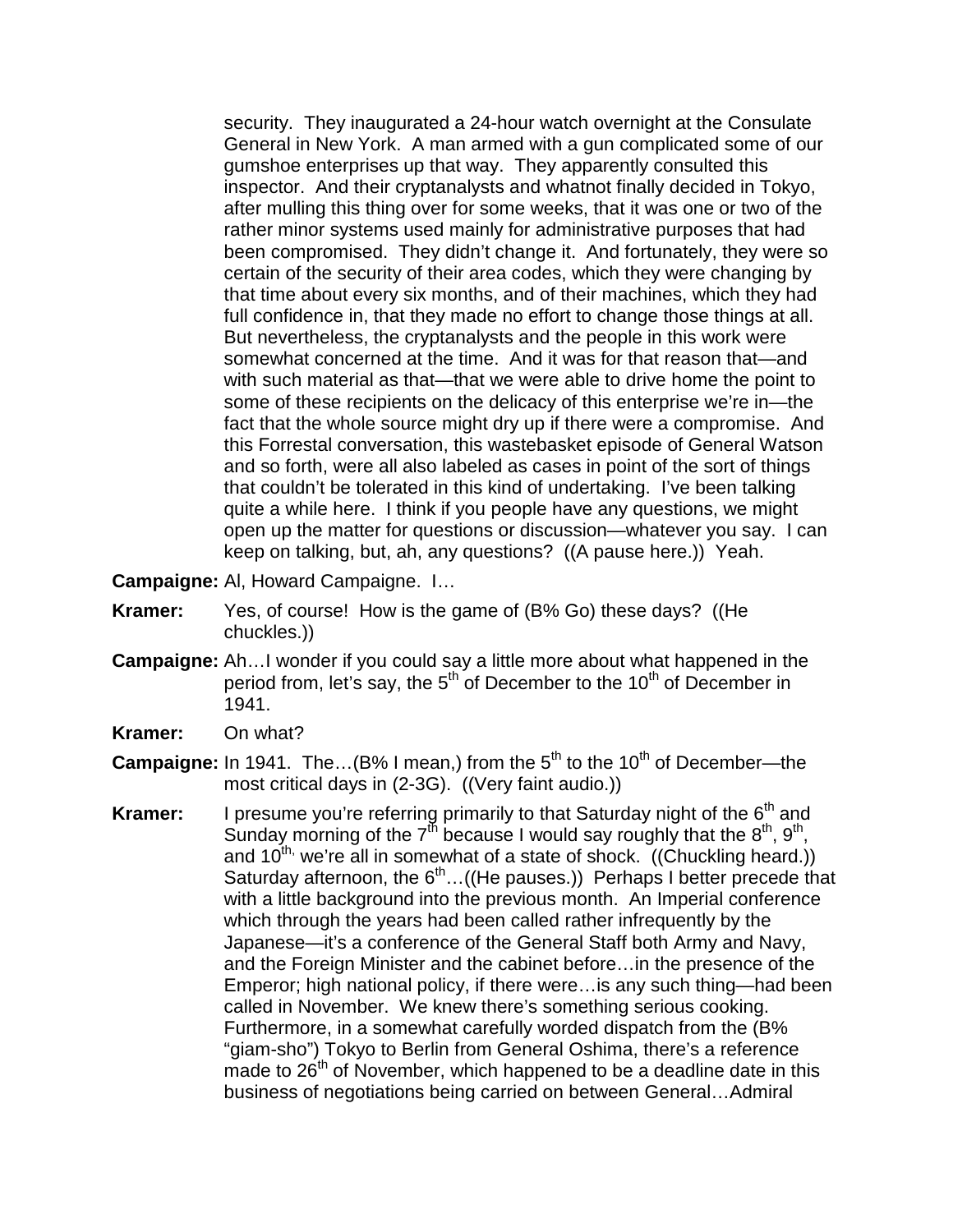security. They inaugurated a 24-hour watch overnight at the Consulate General in New York. A man armed with a gun complicated some of our gumshoe enterprises up that way. They apparently consulted this inspector. And their cryptanalysts and whatnot finally decided in Tokyo, after mulling this thing over for some weeks, that it was one or two of the rather minor systems used mainly for administrative purposes that had been compromised. They didn't change it. And fortunately, they were so certain of the security of their area codes, which they were changing by that time about every six months, and of their machines, which they had full confidence in, that they made no effort to change those things at all. But nevertheless, the cryptanalysts and the people in this work were somewhat concerned at the time. And it was for that reason that—and with such material as that—that we were able to drive home the point to some of these recipients on the delicacy of this enterprise we're in—the fact that the whole source might dry up if there were a compromise. And this Forrestal conversation, this wastebasket episode of General Watson and so forth, were all also labeled as cases in point of the sort of things that couldn't be tolerated in this kind of undertaking. I've been talking quite a while here. I think if you people have any questions, we might open up the matter for questions or discussion—whatever you say. I can keep on talking, but, ah, any questions? ((A pause here.)) Yeah.

**Campaigne:** Al, Howard Campaigne. I…

**Kramer:** Yes, of course! How is the game of (B% Go) these days? ((He chuckles.))

**Campaigne:** Ah…I wonder if you could say a little more about what happened in the period from, let's say, the 5th of December to the 10th of December in 1941.

**Kramer:** On what?

**Campaigne:** In 1941. The…(B% I mean,) from the 5th to the 10th of December—the most critical days in (2-3G). ((Very faint audio.))

**Kramer:** I presume you're referring primarily to that Saturday night of the 6th and Sunday morning of the 7th because I would say roughly that the 8th, 9th, and 10th, we're all in somewhat of a state of shock. ((Chuckling heard.)) Saturday afternoon, the 6th…((He pauses.)) Perhaps I better precede that with a little background into the previous month. An Imperial conference which through the years had been called rather infrequently by the Japanese—it's a conference of the General Staff both Army and Navy, and the Foreign Minister and the cabinet before…in the presence of the Emperor; high national policy, if there were…is any such thing—had been called in November. We knew there's something serious cooking. Furthermore, in a somewhat carefully worded dispatch from the (B% "giam-sho") Tokyo to Berlin from General Oshima, there's a reference made to 26th of November, which happened to be a deadline date in this business of negotiations being carried on between General…Admiral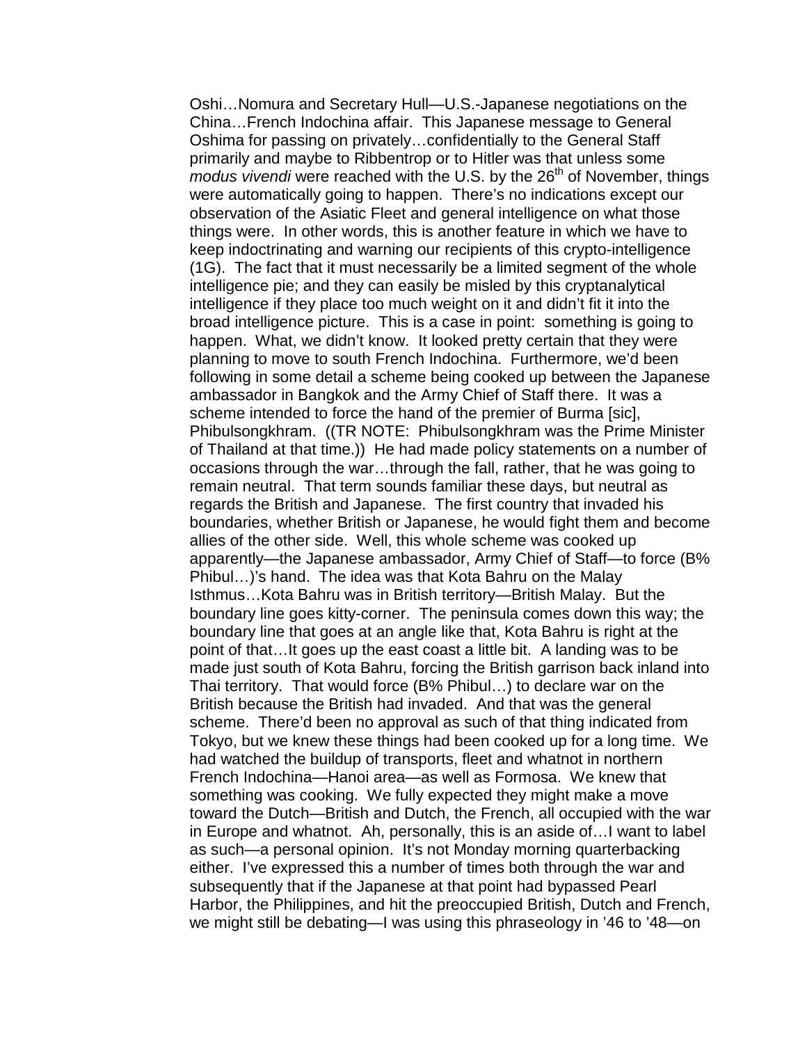Oshi…Nomura and Secretary Hull—U.S.-Japanese negotiations on the China…French Indochina affair. This Japanese message to General Oshima for passing on privately…confidentially to the General Staff primarily and maybe to Ribbentrop or to Hitler was that unless some *modus vivendi* were reached with the U.S. by the 26th of November, things were automatically going to happen. There's no indications except our observation of the Asiatic Fleet and general intelligence on what those things were. In other words, this is another feature in which we have to keep indoctrinating and warning our recipients of this crypto-intelligence (1G). The fact that it must necessarily be a limited segment of the whole intelligence pie; and they can easily be misled by this cryptanalytical intelligence if they place too much weight on it and didn't fit it into the broad intelligence picture. This is a case in point: something is going to happen. What, we didn't know. It looked pretty certain that they were planning to move to south French Indochina. Furthermore, we'd been following in some detail a scheme being cooked up between the Japanese ambassador in Bangkok and the Army Chief of Staff there. It was a scheme intended to force the hand of the premier of Burma [sic], Phibulsongkhram. ((TR NOTE: Phibulsongkhram was the Prime Minister of Thailand at that time.)) He had made policy statements on a number of occasions through the war…through the fall, rather, that he was going to remain neutral. That term sounds familiar these days, but neutral as regards the British and Japanese. The first country that invaded his boundaries, whether British or Japanese, he would fight them and become allies of the other side. Well, this whole scheme was cooked up apparently—the Japanese ambassador, Army Chief of Staff—to force (B% Phibul…)'s hand. The idea was that Kota Bahru on the Malay Isthmus…Kota Bahru was in British territory—British Malay. But the boundary line goes kitty-corner. The peninsula comes down this way; the boundary line that goes at an angle like that, Kota Bahru is right at the point of that…It goes up the east coast a little bit. A landing was to be made just south of Kota Bahru, forcing the British garrison back inland into Thai territory. That would force (B% Phibul…) to declare war on the British because the British had invaded. And that was the general scheme. There'd been no approval as such of that thing indicated from Tokyo, but we knew these things had been cooked up for a long time. We had watched the buildup of transports, fleet and whatnot in northern French Indochina—Hanoi area—as well as Formosa. We knew that something was cooking. We fully expected they might make a move toward the Dutch—British and Dutch, the French, all occupied with the war in Europe and whatnot. Ah, personally, this is an aside of…I want to label as such—a personal opinion. It's not Monday morning quarterbacking either. I've expressed this a number of times both through the war and subsequently that if the Japanese at that point had bypassed Pearl Harbor, the Philippines, and hit the preoccupied British, Dutch and French, we might still be debating—I was using this phraseology in '46 to '48—on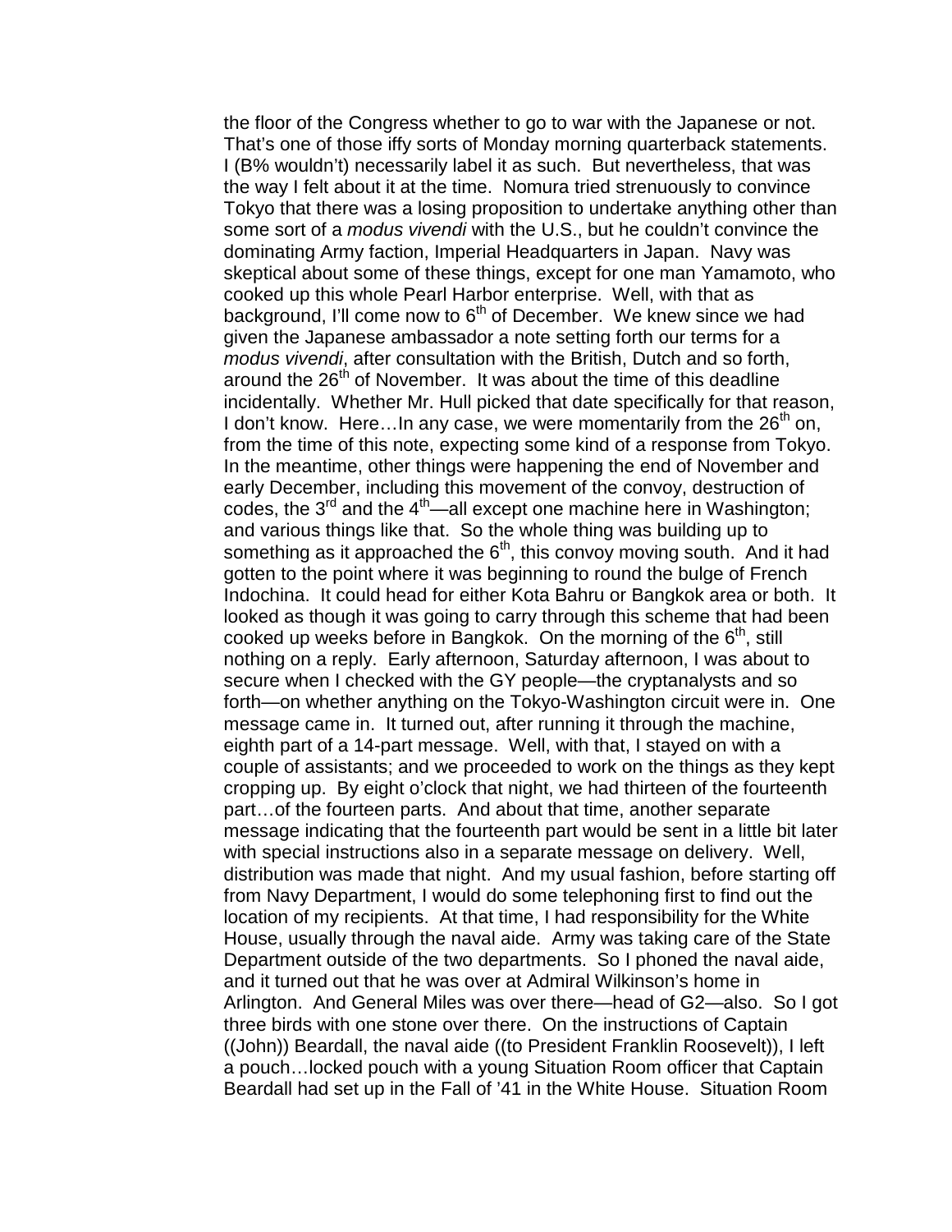the floor of the Congress whether to go to war with the Japanese or not. That's one of those iffy sorts of Monday morning quarterback statements. I (B% wouldn't) necessarily label it as such. But nevertheless, that was the way I felt about it at the time. Nomura tried strenuously to convince Tokyo that there was a losing proposition to undertake anything other than some sort of a *modus vivendi* with the U.S., but he couldn't convince the dominating Army faction, Imperial Headquarters in Japan. Navy was skeptical about some of these things, except for one man Yamamoto, who cooked up this whole Pearl Harbor enterprise. Well, with that as background, I'll come now to 6th of December. We knew since we had given the Japanese ambassador a note setting forth our terms for a *modus vivendi*, after consultation with the British, Dutch and so forth, around the 26th of November. It was about the time of this deadline incidentally. Whether Mr. Hull picked that date specifically for that reason, I don't know. Here…In any case, we were momentarily from the 26th on, from the time of this note, expecting some kind of a response from Tokyo. In the meantime, other things were happening the end of November and early December, including this movement of the convoy, destruction of codes, the 3rd and the 4th—all except one machine here in Washington; and various things like that. So the whole thing was building up to something as it approached the 6th, this convoy moving south. And it had gotten to the point where it was beginning to round the bulge of French Indochina. It could head for either Kota Bahru or Bangkok area or both. It looked as though it was going to carry through this scheme that had been cooked up weeks before in Bangkok. On the morning of the 6th, still nothing on a reply. Early afternoon, Saturday afternoon, I was about to secure when I checked with the GY people—the cryptanalysts and so forth—on whether anything on the Tokyo-Washington circuit were in. One message came in. It turned out, after running it through the machine, eighth part of a 14-part message. Well, with that, I stayed on with a couple of assistants; and we proceeded to work on the things as they kept cropping up. By eight o'clock that night, we had thirteen of the fourteenth part…of the fourteen parts. And about that time, another separate message indicating that the fourteenth part would be sent in a little bit later with special instructions also in a separate message on delivery. Well, distribution was made that night. And my usual fashion, before starting off from Navy Department, I would do some telephoning first to find out the location of my recipients. At that time, I had responsibility for the White House, usually through the naval aide. Army was taking care of the State Department outside of the two departments. So I phoned the naval aide, and it turned out that he was over at Admiral Wilkinson's home in Arlington. And General Miles was over there—head of G2—also. So I got three birds with one stone over there. On the instructions of Captain ((John)) Beardall, the naval aide ((to President Franklin Roosevelt)), I left a pouch…locked pouch with a young Situation Room officer that Captain Beardall had set up in the Fall of '41 in the White House. Situation Room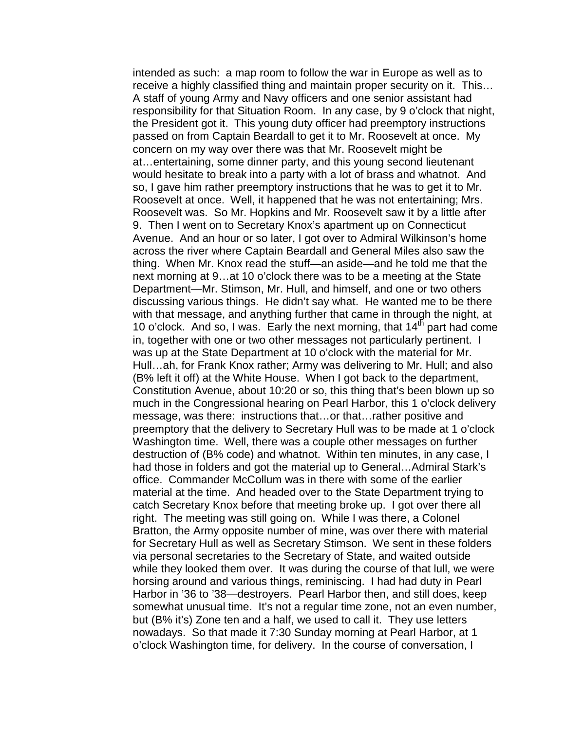intended as such: a map room to follow the war in Europe as well as to receive a highly classified thing and maintain proper security on it. This… A staff of young Army and Navy officers and one senior assistant had responsibility for that Situation Room. In any case, by 9 o'clock that night, the President got it. This young duty officer had preemptory instructions passed on from Captain Beardall to get it to Mr. Roosevelt at once. My concern on my way over there was that Mr. Roosevelt might be at…entertaining, some dinner party, and this young second lieutenant would hesitate to break into a party with a lot of brass and whatnot. And so, I gave him rather preemptory instructions that he was to get it to Mr. Roosevelt at once. Well, it happened that he was not entertaining; Mrs. Roosevelt was. So Mr. Hopkins and Mr. Roosevelt saw it by a little after 9. Then I went on to Secretary Knox's apartment up on Connecticut Avenue. And an hour or so later, I got over to Admiral Wilkinson's home across the river where Captain Beardall and General Miles also saw the thing. When Mr. Knox read the stuff—an aside—and he told me that the next morning at 9…at 10 o'clock there was to be a meeting at the State Department—Mr. Stimson, Mr. Hull, and himself, and one or two others discussing various things. He didn't say what. He wanted me to be there with that message, and anything further that came in through the night, at 10 o'clock. And so, I was. Early the next morning, that 14th part had come in, together with one or two other messages not particularly pertinent. I was up at the State Department at 10 o'clock with the material for Mr. Hull…ah, for Frank Knox rather; Army was delivering to Mr. Hull; and also (B% left it off) at the White House. When I got back to the department, Constitution Avenue, about 10:20 or so, this thing that's been blown up so much in the Congressional hearing on Pearl Harbor, this 1 o'clock delivery message, was there: instructions that…or that…rather positive and preemptory that the delivery to Secretary Hull was to be made at 1 o'clock Washington time. Well, there was a couple other messages on further destruction of (B% code) and whatnot. Within ten minutes, in any case, I had those in folders and got the material up to General…Admiral Stark's office. Commander McCollum was in there with some of the earlier material at the time. And headed over to the State Department trying to catch Secretary Knox before that meeting broke up. I got over there all right. The meeting was still going on. While I was there, a Colonel Bratton, the Army opposite number of mine, was over there with material for Secretary Hull as well as Secretary Stimson. We sent in these folders via personal secretaries to the Secretary of State, and waited outside while they looked them over. It was during the course of that lull, we were horsing around and various things, reminiscing. I had had duty in Pearl Harbor in '36 to '38—destroyers. Pearl Harbor then, and still does, keep somewhat unusual time. It's not a regular time zone, not an even number, but (B% it's) Zone ten and a half, we used to call it. They use letters nowadays. So that made it 7:30 Sunday morning at Pearl Harbor, at 1 o'clock Washington time, for delivery. In the course of conversation, I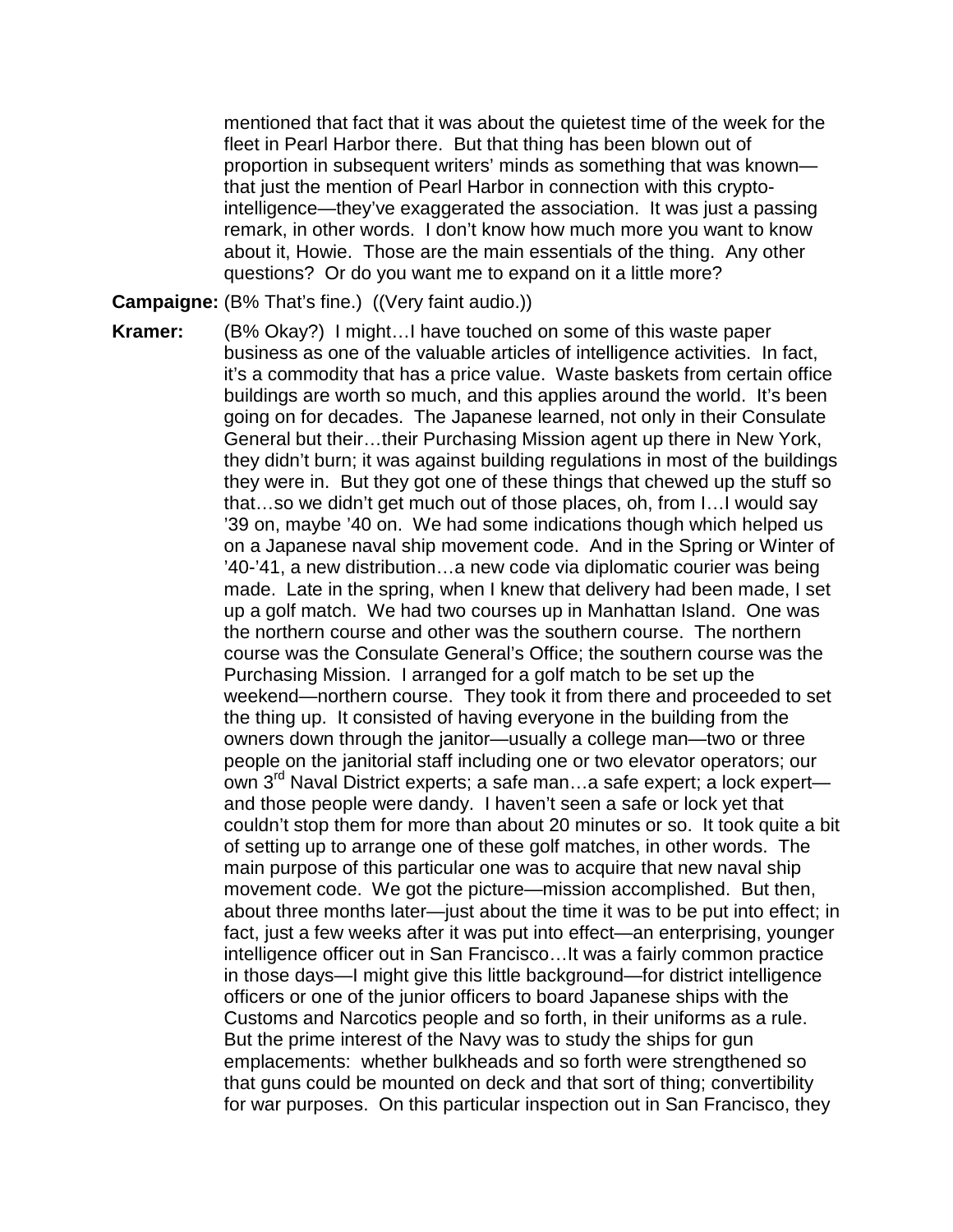mentioned that fact that it was about the quietest time of the week for the fleet in Pearl Harbor there. But that thing has been blown out of proportion in subsequent writers' minds as something that was known—that just the mention of Pearl Harbor in connection with this crypto-intelligence—they've exaggerated the association. It was just a passing remark, in other words. I don't know how much more you want to know about it, Howie. Those are the main essentials of the thing. Any other questions? Or do you want me to expand on it a little more?

**Campaigne:** (B% That's fine.) ((Very faint audio.))

**Kramer:** (B% Okay?) I might…I have touched on some of this waste paper business as one of the valuable articles of intelligence activities. In fact, it's a commodity that has a price value. Waste baskets from certain office buildings are worth so much, and this applies around the world. It's been going on for decades. The Japanese learned, not only in their Consulate General but their…their Purchasing Mission agent up there in New York, they didn't burn; it was against building regulations in most of the buildings they were in. But they got one of these things that chewed up the stuff so that…so we didn't get much out of those places, oh, from I…I would say '39 on, maybe '40 on. We had some indications though which helped us on a Japanese naval ship movement code. And in the Spring or Winter of '40-'41, a new distribution…a new code via diplomatic courier was being made. Late in the spring, when I knew that delivery had been made, I set up a golf match. We had two courses up in Manhattan Island. One was the northern course and other was the southern course. The northern course was the Consulate General's Office; the southern course was the Purchasing Mission. I arranged for a golf match to be set up the weekend—northern course. They took it from there and proceeded to set the thing up. It consisted of having everyone in the building from the owners down through the janitor—usually a college man—two or three people on the janitorial staff including one or two elevator operators; our own 3rd Naval District experts; a safe man…a safe expert; a lock expert—and those people were dandy. I haven't seen a safe or lock yet that couldn't stop them for more than about 20 minutes or so. It took quite a bit of setting up to arrange one of these golf matches, in other words. The main purpose of this particular one was to acquire that new naval ship movement code. We got the picture—mission accomplished. But then, about three months later—just about the time it was to be put into effect; in fact, just a few weeks after it was put into effect—an enterprising, younger intelligence officer out in San Francisco…It was a fairly common practice in those days—I might give this little background—for district intelligence officers or one of the junior officers to board Japanese ships with the Customs and Narcotics people and so forth, in their uniforms as a rule. But the prime interest of the Navy was to study the ships for gun emplacements: whether bulkheads and so forth were strengthened so that guns could be mounted on deck and that sort of thing; convertibility for war purposes. On this particular inspection out in San Francisco, they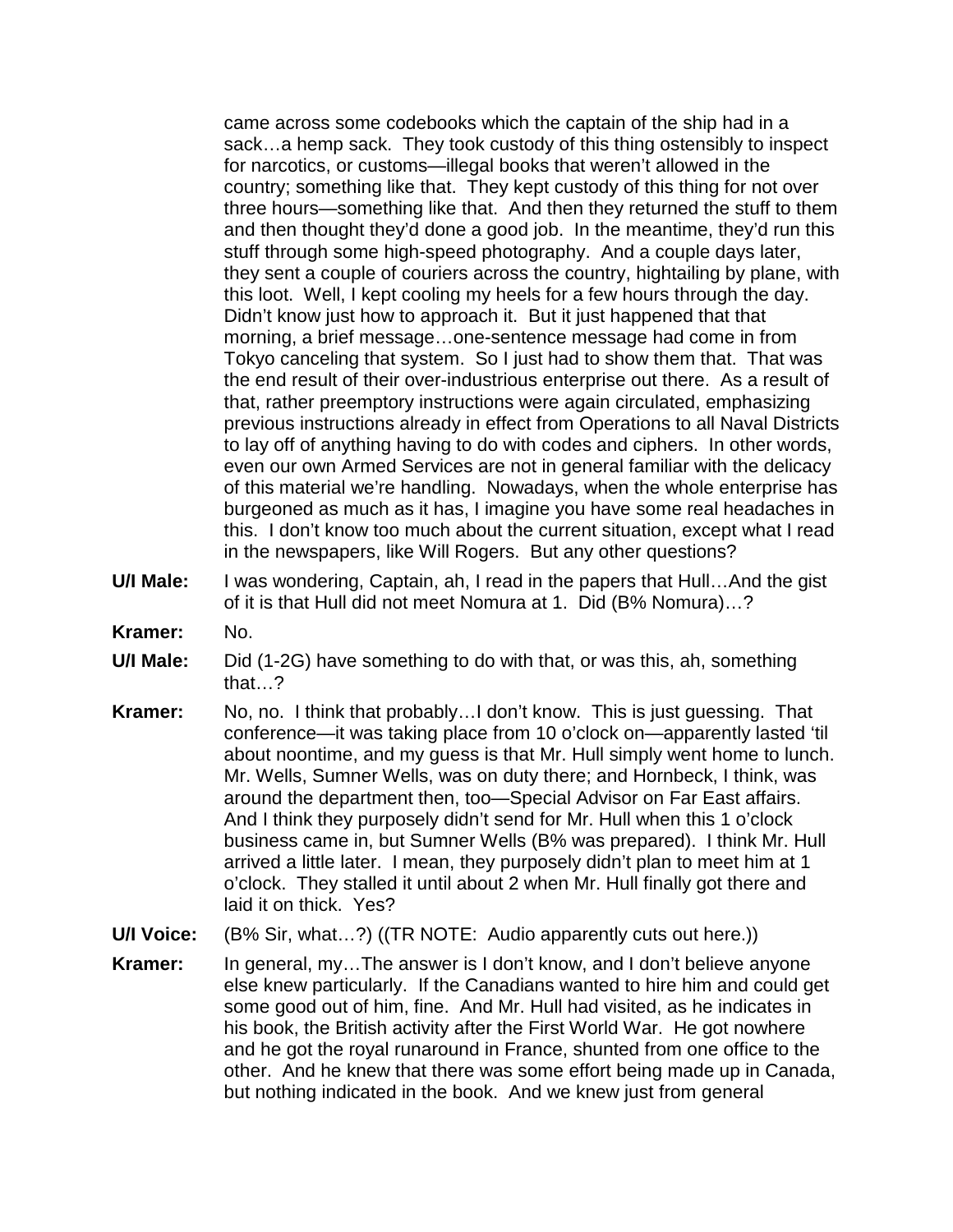came across some codebooks which the captain of the ship had in a sack…a hemp sack. They took custody of this thing ostensibly to inspect for narcotics, or customs—illegal books that weren't allowed in the country; something like that. They kept custody of this thing for not over three hours—something like that. And then they returned the stuff to them and then thought they'd done a good job. In the meantime, they'd run this stuff through some high-speed photography. And a couple days later, they sent a couple of couriers across the country, hightailing by plane, with this loot. Well, I kept cooling my heels for a few hours through the day. Didn't know just how to approach it. But it just happened that that morning, a brief message…one-sentence message had come in from Tokyo canceling that system. So I just had to show them that. That was the end result of their over-industrious enterprise out there. As a result of that, rather preemptory instructions were again circulated, emphasizing previous instructions already in effect from Operations to all Naval Districts to lay off of anything having to do with codes and ciphers. In other words, even our own Armed Services are not in general familiar with the delicacy of this material we're handling. Nowadays, when the whole enterprise has burgeoned as much as it has, I imagine you have some real headaches in this. I don't know too much about the current situation, except what I read in the newspapers, like Will Rogers. But any other questions?

**U/I Male:** I was wondering, Captain, ah, I read in the papers that Hull…And the gist of it is that Hull did not meet Nomura at 1. Did (B% Nomura)…?

**Kramer:** No.

**U/I Male:** Did (1-2G) have something to do with that, or was this, ah, something that…?

**Kramer:** No, no. I think that probably…I don't know. This is just guessing. That conference—it was taking place from 10 o'clock on—apparently lasted 'til about noontime, and my guess is that Mr. Hull simply went home to lunch. Mr. Wells, Sumner Wells, was on duty there; and Hornbeck, I think, was around the department then, too—Special Advisor on Far East affairs. And I think they purposely didn't send for Mr. Hull when this 1 o'clock business came in, but Sumner Wells (B% was prepared). I think Mr. Hull arrived a little later. I mean, they purposely didn't plan to meet him at 1 o'clock. They stalled it until about 2 when Mr. Hull finally got there and laid it on thick. Yes?

**U/I Voice:** (B% Sir, what…?) ((TR NOTE: Audio apparently cuts out here.))

**Kramer:** In general, my…The answer is I don't know, and I don't believe anyone else knew particularly. If the Canadians wanted to hire him and could get some good out of him, fine. And Mr. Hull had visited, as he indicates in his book, the British activity after the First World War. He got nowhere and he got the royal runaround in France, shunted from one office to the other. And he knew that there was some effort being made up in Canada, but nothing indicated in the book. And we knew just from general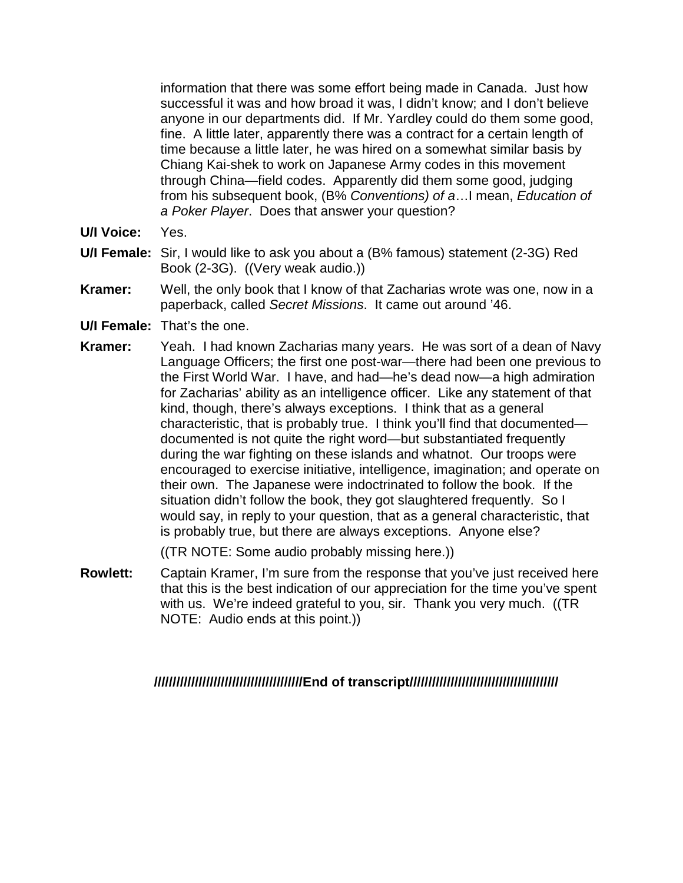information that there was some effort being made in Canada. Just how successful it was and how broad it was, I didn't know; and I don't believe anyone in our departments did. If Mr. Yardley could do them some good, fine. A little later, apparently there was a contract for a certain length of time because a little later, he was hired on a somewhat similar basis by Chiang Kai-shek to work on Japanese Army codes in this movement through China—field codes. Apparently did them some good, judging from his subsequent book, (B% *Conventions) of a*…I mean, *Education of a Poker Player*. Does that answer your question?

**U/I Voice:** Yes.

**U/I Female:** Sir, I would like to ask you about a (B% famous) statement (2-3G) Red Book (2-3G). ((Very weak audio.))

**Kramer:** Well, the only book that I know of that Zacharias wrote was one, now in a paperback, called *Secret Missions*. It came out around '46.

**U/I Female:** That's the one.

**Kramer:** Yeah. I had known Zacharias many years. He was sort of a dean of Navy Language Officers; the first one post-war—there had been one previous to the First World War. I have, and had—he's dead now—a high admiration for Zacharias' ability as an intelligence officer. Like any statement of that kind, though, there's always exceptions. I think that as a general characteristic, that is probably true. I think you'll find that documented—documented is not quite the right word—but substantiated frequently during the war fighting on these islands and whatnot. Our troops were encouraged to exercise initiative, intelligence, imagination; and operate on their own. The Japanese were indoctrinated to follow the book. If the situation didn't follow the book, they got slaughtered frequently. So I would say, in reply to your question, that as a general characteristic, that is probably true, but there are always exceptions. Anyone else?

((TR NOTE: Some audio probably missing here.))

**Rowlett:** Captain Kramer, I'm sure from the response that you've just received here that this is the best indication of our appreciation for the time you've spent with us. We're indeed grateful to you, sir. Thank you very much. ((TR NOTE: Audio ends at this point.))

**////////////////////////////////////////End of transcript////////////////////////////////////////**